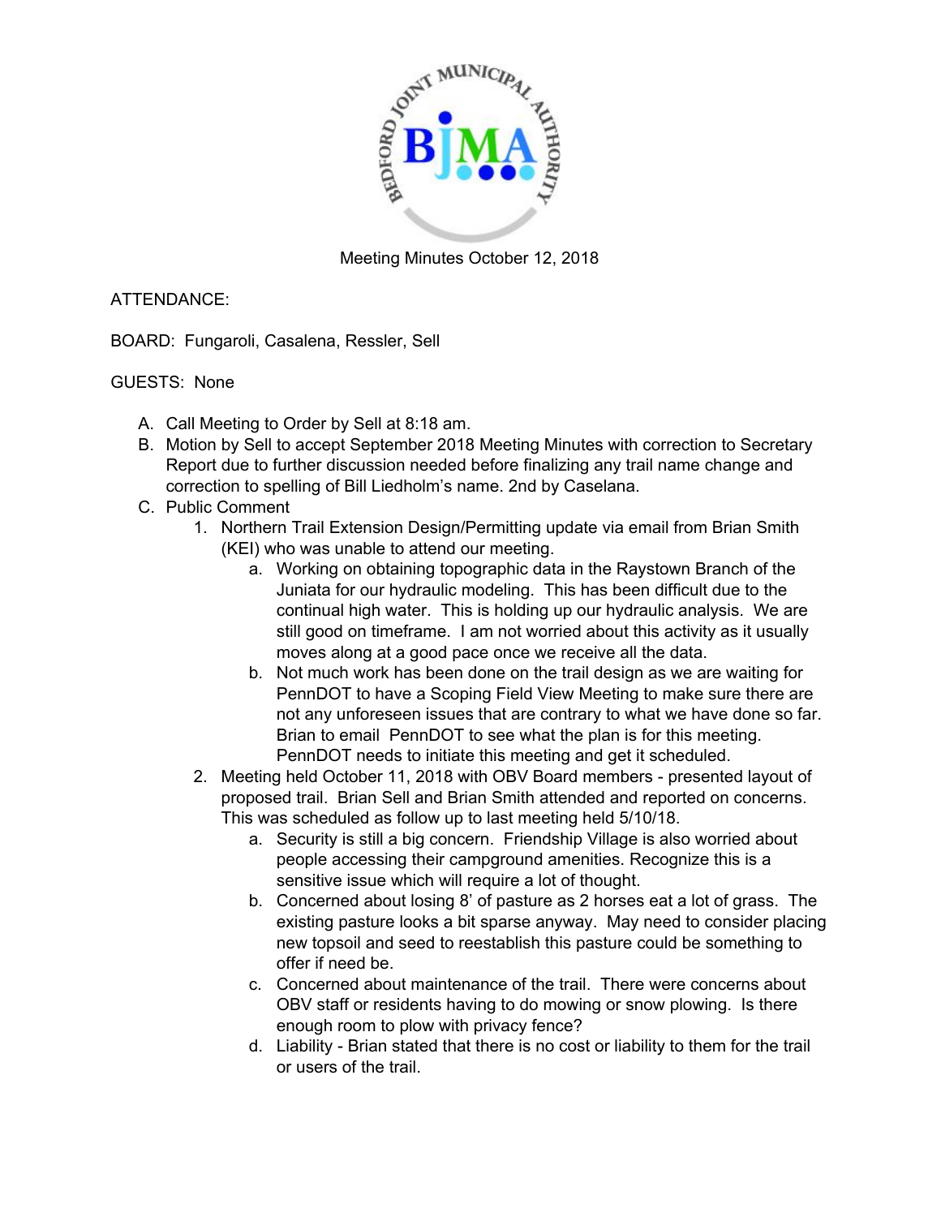Meeting Minutes October 12, 2018

ATTENDANCE:

BOARD: Fungaroli, Casalena, Ressler, Sell

GUESTS: None

A. Call Meeting to Order by Sell at 8:18 am.
B. Motion by Sell to accept September 2018 Meeting Minutes with correction to Secretary Report due to further discussion needed before finalizing any trail name change and correction to spelling of Bill Liedholm's name. 2nd by Caselana.
C. Public Comment
    1. Northern Trail Extension Design/Permitting update via email from Brian Smith (KEI) who was unable to attend our meeting.
        a. Working on obtaining topographic data in the Raystown Branch of the Juniata for our hydraulic modeling. This has been difficult due to the continual high water. This is holding up our hydraulic analysis. We are still good on timeframe. I am not worried about this activity as it usually moves along at a good pace once we receive all the data.
        b. Not much work has been done on the trail design as we are waiting for PennDOT to have a Scoping Field View Meeting to make sure there are not any unforeseen issues that are contrary to what we have done so far. Brian to email PennDOT to see what the plan is for this meeting. PennDOT needs to initiate this meeting and get it scheduled.
    2. Meeting held October 11, 2018 with OBV Board members - presented layout of proposed trail. Brian Sell and Brian Smith attended and reported on concerns. This was scheduled as follow up to last meeting held 5/10/18.
        a. Security is still a big concern. Friendship Village is also worried about people accessing their campground amenities. Recognize this is a sensitive issue which will require a lot of thought.
        b. Concerned about losing 8' of pasture as 2 horses eat a lot of grass. The existing pasture looks a bit sparse anyway. May need to consider placing new topsoil and seed to reestablish this pasture could be something to offer if need be.
        c. Concerned about maintenance of the trail. There were concerns about OBV staff or residents having to do mowing or snow plowing. Is there enough room to plow with privacy fence?
        d. Liability - Brian stated that there is no cost or liability to them for the trail or users of the trail.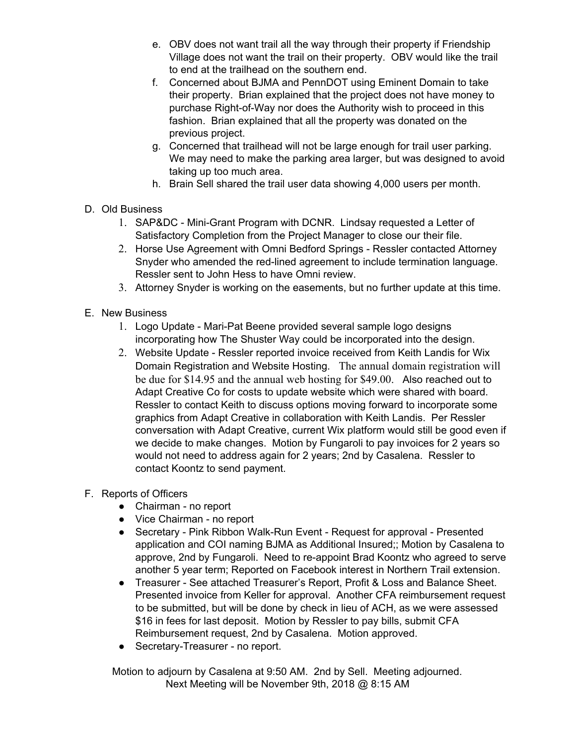e. OBV does not want trail all the way through their property if Friendship Village does not want the trail on their property. OBV would like the trail to end at the trailhead on the southern end.
f. Concerned about BJMA and PennDOT using Eminent Domain to take their property. Brian explained that the project does not have money to purchase Right-of-Way nor does the Authority wish to proceed in this fashion. Brian explained that all the property was donated on the previous project.
g. Concerned that trailhead will not be large enough for trail user parking. We may need to make the parking area larger, but was designed to avoid taking up too much area.
h. Brain Sell shared the trail user data showing 4,000 users per month.

D. Old Business
1. SAP&DC - Mini-Grant Program with DCNR. Lindsay requested a Letter of Satisfactory Completion from the Project Manager to close our their file.
2. Horse Use Agreement with Omni Bedford Springs - Ressler contacted Attorney Snyder who amended the red-lined agreement to include termination language. Ressler sent to John Hess to have Omni review.
3. Attorney Snyder is working on the easements, but no further update at this time.

E. New Business
1. Logo Update - Mari-Pat Beene provided several sample logo designs incorporating how The Shuster Way could be incorporated into the design.
2. Website Update - Ressler reported invoice received from Keith Landis for Wix Domain Registration and Website Hosting. The annual domain registration will be due for $14.95 and the annual web hosting for $49.00. Also reached out to Adapt Creative Co for costs to update website which were shared with board. Ressler to contact Keith to discuss options moving forward to incorporate some graphics from Adapt Creative in collaboration with Keith Landis. Per Ressler conversation with Adapt Creative, current Wix platform would still be good even if we decide to make changes. Motion by Fungaroli to pay invoices for 2 years so would not need to address again for 2 years; 2nd by Casalena. Ressler to contact Koontz to send payment.

F. Reports of Officers
- Chairman - no report
- Vice Chairman - no report
- Secretary - Pink Ribbon Walk-Run Event - Request for approval - Presented application and COI naming BJMA as Additional Insured;; Motion by Casalena to approve, 2nd by Fungaroli. Need to re-appoint Brad Koontz who agreed to serve another 5 year term; Reported on Facebook interest in Northern Trail extension.
- Treasurer - See attached Treasurer's Report, Profit & Loss and Balance Sheet. Presented invoice from Keller for approval. Another CFA reimbursement request to be submitted, but will be done by check in lieu of ACH, as we were assessed $16 in fees for last deposit. Motion by Ressler to pay bills, submit CFA Reimbursement request, 2nd by Casalena. Motion approved.
- Secretary-Treasurer - no report.

Motion to adjourn by Casalena at 9:50 AM. 2nd by Sell. Meeting adjourned.
Next Meeting will be November 9th, 2018 @ 8:15 AM